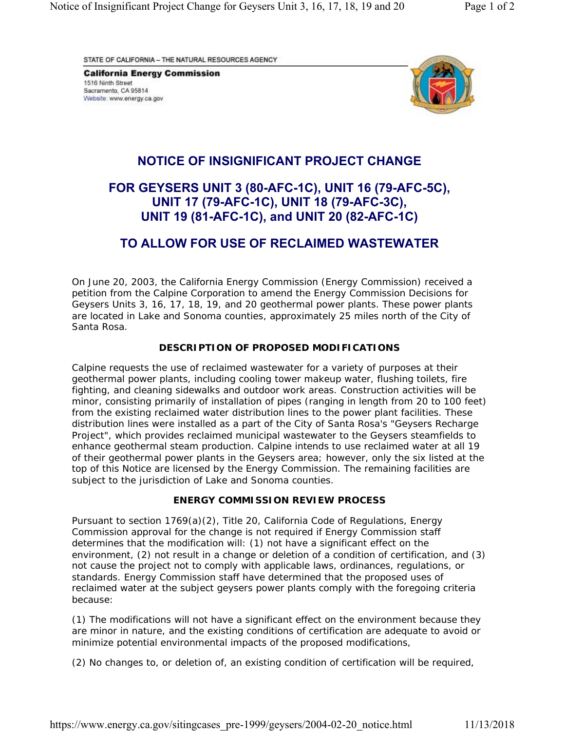STATE OF CALIFORNIA – THE NATURAL RESOURCES AGENCY

**California Energy Commission**
1516 Ninth Street
Sacramento, CA 95814
Website: www.energy.ca.gov

# NOTICE OF INSIGNIFICANT PROJECT CHANGE

# FOR GEYSERS UNIT 3 (80-AFC-1C), UNIT 16 (79-AFC-5C), UNIT 17 (79-AFC-1C), UNIT 18 (79-AFC-3C), UNIT 19 (81-AFC-1C), and UNIT 20 (82-AFC-1C)

# TO ALLOW FOR USE OF RECLAIMED WASTEWATER

On June 20, 2003, the California Energy Commission (Energy Commission) received a petition from the Calpine Corporation to amend the Energy Commission Decisions for Geysers Units 3, 16, 17, 18, 19, and 20 geothermal power plants. These power plants are located in Lake and Sonoma counties, approximately 25 miles north of the City of Santa Rosa.

### DESCRIPTION OF PROPOSED MODIFICATIONS

Calpine requests the use of reclaimed wastewater for a variety of purposes at their geothermal power plants, including cooling tower makeup water, flushing toilets, fire fighting, and cleaning sidewalks and outdoor work areas. Construction activities will be minor, consisting primarily of installation of pipes (ranging in length from 20 to 100 feet) from the existing reclaimed water distribution lines to the power plant facilities. These distribution lines were installed as a part of the City of Santa Rosa's "Geysers Recharge Project", which provides reclaimed municipal wastewater to the Geysers steamfields to enhance geothermal steam production. Calpine intends to use reclaimed water at all 19 of their geothermal power plants in the Geysers area; however, only the six listed at the top of this Notice are licensed by the Energy Commission. The remaining facilities are subject to the jurisdiction of Lake and Sonoma counties.

### ENERGY COMMISSION REVIEW PROCESS

Pursuant to section 1769(a)(2), Title 20, California Code of Regulations, Energy Commission approval for the change is not required if Energy Commission staff determines that the modification will: (1) not have a significant effect on the environment, (2) not result in a change or deletion of a condition of certification, and (3) not cause the project not to comply with applicable laws, ordinances, regulations, or standards. Energy Commission staff have determined that the proposed uses of reclaimed water at the subject geysers power plants comply with the foregoing criteria because:

(1) The modifications will not have a significant effect on the environment because they are minor in nature, and the existing conditions of certification are adequate to avoid or minimize potential environmental impacts of the proposed modifications,

(2) No changes to, or deletion of, an existing condition of certification will be required,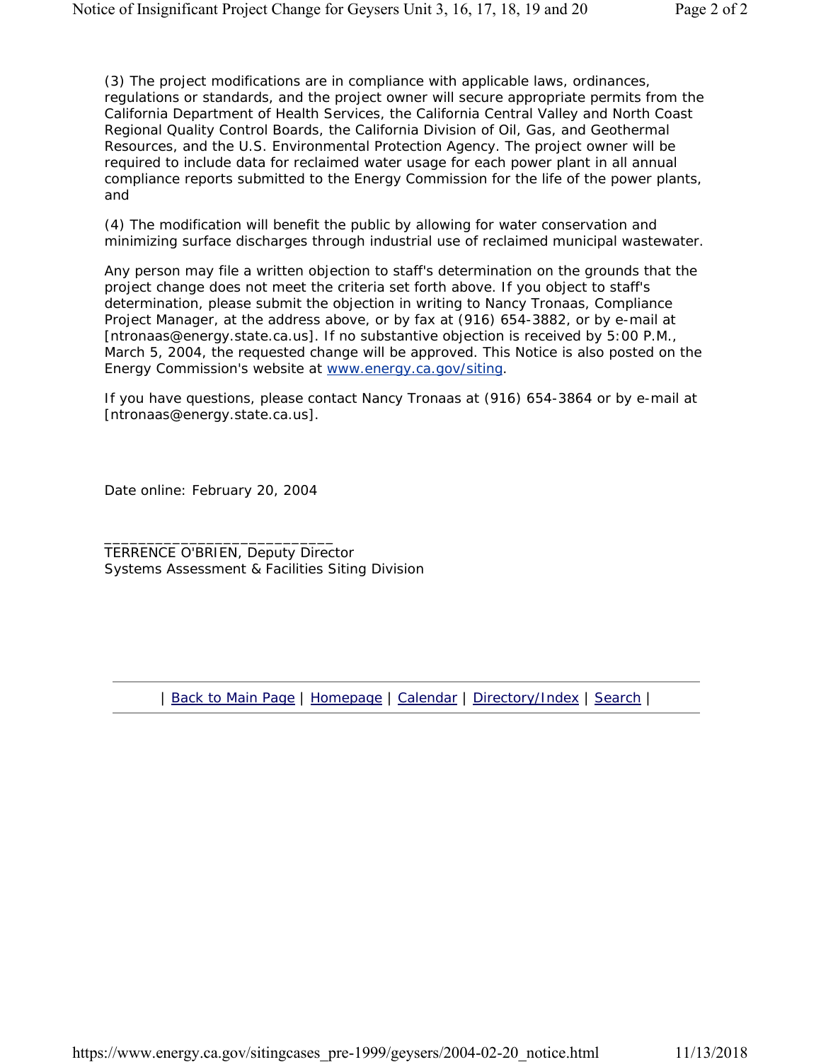(3) The project modifications are in compliance with applicable laws, ordinances, regulations or standards, and the project owner will secure appropriate permits from the California Department of Health Services, the California Central Valley and North Coast Regional Quality Control Boards, the California Division of Oil, Gas, and Geothermal Resources, and the U.S. Environmental Protection Agency. The project owner will be required to include data for reclaimed water usage for each power plant in all annual compliance reports submitted to the Energy Commission for the life of the power plants, and

(4) The modification will benefit the public by allowing for water conservation and minimizing surface discharges through industrial use of reclaimed municipal wastewater.

Any person may file a written objection to staff's determination on the grounds that the project change does not meet the criteria set forth above. If you object to staff's determination, please submit the objection in writing to Nancy Tronaas, Compliance Project Manager, at the address above, or by fax at (916) 654-3882, or by e-mail at [ntronaas@energy.state.ca.us]. If no substantive objection is received by 5:00 P.M., March 5, 2004, the requested change will be approved. This Notice is also posted on the Energy Commission's website at www.energy.ca.gov/siting.

If you have questions, please contact Nancy Tronaas at (916) 654-3864 or by e-mail at [ntronaas@energy.state.ca.us].

Date online: February 20, 2004

___________________________
TERRENCE O'BRIEN, Deputy Director
Systems Assessment & Facilities Siting Division

| Back to Main Page | Homepage | Calendar | Directory/Index | Search |